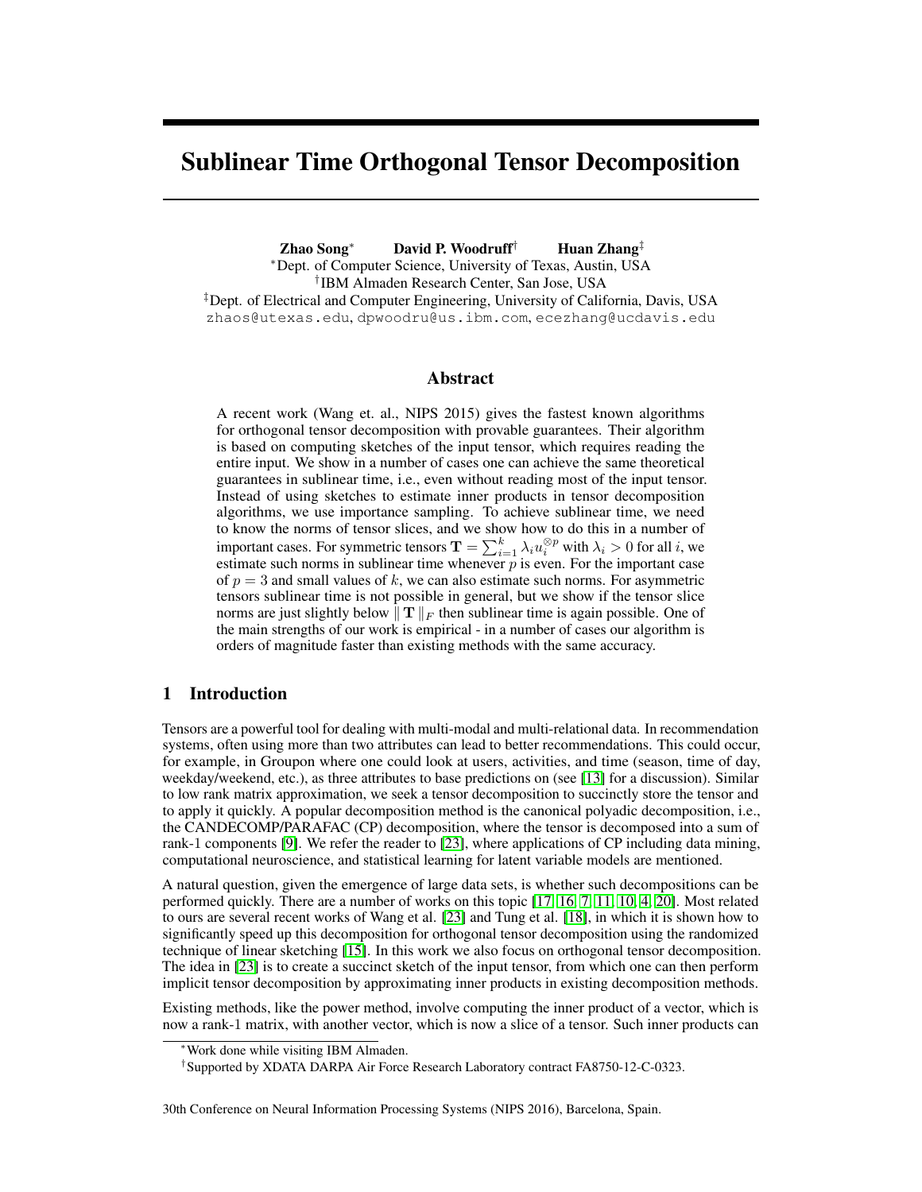# Sublinear Time Orthogonal Tensor Decomposition

**Zhao Song*** **David P. Woodruff†** **Huan Zhang‡**

*Dept. of Computer Science, University of Texas, Austin, USA
†IBM Almaden Research Center, San Jose, USA
‡Dept. of Electrical and Computer Engineering, University of California, Davis, USA
zhaos@utexas.edu, dpwoodru@us.ibm.com, ecezhang@ucdavis.edu

## Abstract

A recent work (Wang et. al., NIPS 2015) gives the fastest known algorithms for orthogonal tensor decomposition with provable guarantees. Their algorithm is based on computing sketches of the input tensor, which requires reading the entire input. We show in a number of cases one can achieve the same theoretical guarantees in sublinear time, i.e., even without reading most of the input tensor. Instead of using sketches to estimate inner products in tensor decomposition algorithms, we use importance sampling. To achieve sublinear time, we need to know the norms of tensor slices, and we show how to do this in a number of important cases. For symmetric tensors $\mathbf{T} = \sum_{i=1}^k \lambda_i u_i^{\otimes p}$ with $\lambda_i > 0$ for all $i$, we estimate such norms in sublinear time whenever $p$ is even. For the important case of $p = 3$ and small values of $k$, we can also estimate such norms. For asymmetric tensors sublinear time is not possible in general, but we show if the tensor slice norms are just slightly below $\|\mathbf{T}\|_F$ then sublinear time is again possible. One of the main strengths of our work is empirical - in a number of cases our algorithm is orders of magnitude faster than existing methods with the same accuracy.

## 1 Introduction

Tensors are a powerful tool for dealing with multi-modal and multi-relational data. In recommendation systems, often using more than two attributes can lead to better recommendations. This could occur, for example, in Groupon where one could look at users, activities, and time (season, time of day, weekday/weekend, etc.), as three attributes to base predictions on (see [13] for a discussion). Similar to low rank matrix approximation, we seek a tensor decomposition to succinctly store the tensor and to apply it quickly. A popular decomposition method is the canonical polyadic decomposition, i.e., the CANDECOMP/PARAFAC (CP) decomposition, where the tensor is decomposed into a sum of rank-1 components [9]. We refer the reader to [23], where applications of CP including data mining, computational neuroscience, and statistical learning for latent variable models are mentioned.

A natural question, given the emergence of large data sets, is whether such decompositions can be performed quickly. There are a number of works on this topic [17, 16, 7, 11, 10, 4, 20]. Most related to ours are several recent works of Wang et al. [23] and Tung et al. [18], in which it is shown how to significantly speed up this decomposition for orthogonal tensor decomposition using the randomized technique of linear sketching [15]. In this work we also focus on orthogonal tensor decomposition. The idea in [23] is to create a succinct sketch of the input tensor, from which one can then perform implicit tensor decomposition by approximating inner products in existing decomposition methods.

Existing methods, like the power method, involve computing the inner product of a vector, which is now a rank-1 matrix, with another vector, which is now a slice of a tensor. Such inner products can

*Work done while visiting IBM Almaden.

†Supported by XDATA DARPA Air Force Research Laboratory contract FA8750-12-C-0323.

30th Conference on Neural Information Processing Systems (NIPS 2016), Barcelona, Spain.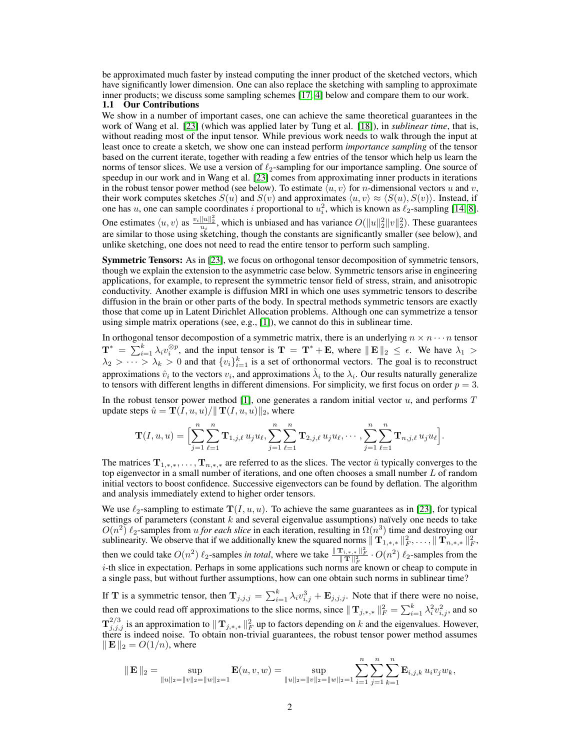be approximated much faster by instead computing the inner product of the sketched vectors, which have significantly lower dimension. One can also replace the sketching with sampling to approximate inner products; we discuss some sampling schemes [17, 4] below and compare them to our work.

### 1.1 Our Contributions

We show in a number of important cases, one can achieve the same theoretical guarantees in the work of Wang et al. [23] (which was applied later by Tung et al. [18]), in *sublinear time*, that is, without reading most of the input tensor. While previous work needs to walk through the input at least once to create a sketch, we show one can instead perform *importance sampling* of the tensor based on the current iterate, together with reading a few entries of the tensor which help us learn the norms of tensor slices. We use a version of $\ell_2$-sampling for our importance sampling. One source of speedup in our work and in Wang et al. [23] comes from approximating inner products in iterations in the robust tensor power method (see below). To estimate $\langle u, v\rangle$ for $n$-dimensional vectors $u$ and $v$, their work computes sketches $S(u)$ and $S(v)$ and approximates $\langle u, v\rangle \approx \langle S(u), S(v)\rangle$. Instead, if one has $u$, one can sample coordinates $i$ proportional to $u_i^2$, which is known as $\ell_2$-sampling [14, 8]. One estimates $\langle u, v\rangle$ as $\frac{v_i \|u\|_2^2}{u_i}$, which is unbiased and has variance $O(\|u\|_2^2\|v\|_2^2)$. These guarantees are similar to those using sketching, though the constants are significantly smaller (see below), and unlike sketching, one does not need to read the entire tensor to perform such sampling.

**Symmetric Tensors:** As in [23], we focus on orthogonal tensor decomposition of symmetric tensors, though we explain the extension to the asymmetric case below. Symmetric tensors arise in engineering applications, for example, to represent the symmetric tensor field of stress, strain, and anisotropic conductivity. Another example is diffusion MRI in which one uses symmetric tensors to describe diffusion in the brain or other parts of the body. In spectral methods symmetric tensors are exactly those that come up in Latent Dirichlet Allocation problems. Although one can symmetrize a tensor using simple matrix operations (see, e.g., [1]), we cannot do this in sublinear time.

In orthogonal tensor decompostion of a symmetric matrix, there is an underlying $n \times n \cdots n$ tensor $\mathbf{T}^* = \sum_{i=1}^k \lambda_i v_i^{\otimes p}$, and the input tensor is $\mathbf{T} = \mathbf{T}^* + \mathbf{E}$, where $\|\mathbf{E}\|_2 \leq \epsilon$. We have $\lambda_1 > \lambda_2 > \cdots > \lambda_k > 0$ and that $\{v_i\}_{i=1}^k$ is a set of orthonormal vectors. The goal is to reconstruct approximations $\hat{v}_i$ to the vectors $v_i$, and approximations $\hat{\lambda}_i$ to the $\lambda_i$. Our results naturally generalize to tensors with different lengths in different dimensions. For simplicity, we first focus on order $p = 3$.

In the robust tensor power method [1], one generates a random initial vector $u$, and performs $T$ update steps $\hat{u} = \mathbf{T}(I, u, u)/\|\mathbf{T}(I, u, u)\|_2$, where

$$\mathbf{T}(I, u, u) = \Big[\sum_{j=1}^n \sum_{\ell=1}^n \mathbf{T}_{1,j,\ell}\, u_j u_\ell, \sum_{j=1}^n \sum_{\ell=1}^n \mathbf{T}_{2,j,\ell}\, u_j u_\ell, \cdots, \sum_{j=1}^n \sum_{\ell=1}^n \mathbf{T}_{n,j,\ell}\, u_j u_\ell\Big].$$

The matrices $\mathbf{T}_{1,*,*}, \ldots, \mathbf{T}_{n,*,*}$ are referred to as the slices. The vector $\hat{u}$ typically converges to the top eigenvector in a small number of iterations, and one often chooses a small number $L$ of random initial vectors to boost confidence. Successive eigenvectors can be found by deflation. The algorithm and analysis immediately extend to higher order tensors.

We use $\ell_2$-sampling to estimate $\mathbf{T}(I, u, u)$. To achieve the same guarantees as in [23], for typical settings of parameters (constant $k$ and several eigenvalue assumptions) naïvely one needs to take $O(n^2)$ $\ell_2$-samples from $u$ *for each slice* in each iteration, resulting in $\Omega(n^3)$ time and destroying our sublinearity. We observe that if we additionally knew the squared norms $\|\mathbf{T}_{1,*,*}\|_F^2, \ldots, \|\mathbf{T}_{n,*,*}\|_F^2$, then we could take $O(n^2)$ $\ell_2$-samples *in total*, where we take $\frac{\|\mathbf{T}_{i,*,*}\|_F^2}{\|\mathbf{T}\|_F^2} \cdot O(n^2)$ $\ell_2$-samples from the $i$-th slice in expectation. Perhaps in some applications such norms are known or cheap to compute in a single pass, but without further assumptions, how can one obtain such norms in sublinear time?

If $\mathbf{T}$ is a symmetric tensor, then $\mathbf{T}_{j,j,j} = \sum_{i=1}^k \lambda_i v_{i,j}^3 + \mathbf{E}_{j,j,j}$. Note that if there were no noise, then we could read off approximations to the slice norms, since $\|\mathbf{T}_{j,*,*}\|_F^2 = \sum_{i=1}^k \lambda_i^2 v_{i,j}^2$, and so $\mathbf{T}_{j,j,j}^{2/3}$ is an approximation to $\|\mathbf{T}_{j,*,*}\|_F^2$ up to factors depending on $k$ and the eigenvalues. However, there is indeed noise. To obtain non-trivial guarantees, the robust tensor power method assumes $\|\mathbf{E}\|_2 = O(1/n)$, where

$$\|\mathbf{E}\|_2 = \sup_{\|u\|_2 = \|v\|_2 = \|w\|_2 = 1} \mathbf{E}(u, v, w) = \sup_{\|u\|_2 = \|v\|_2 = \|w\|_2 = 1} \sum_{i=1}^n \sum_{j=1}^n \sum_{k=1}^n \mathbf{E}_{i,j,k}\, u_i v_j w_k,$$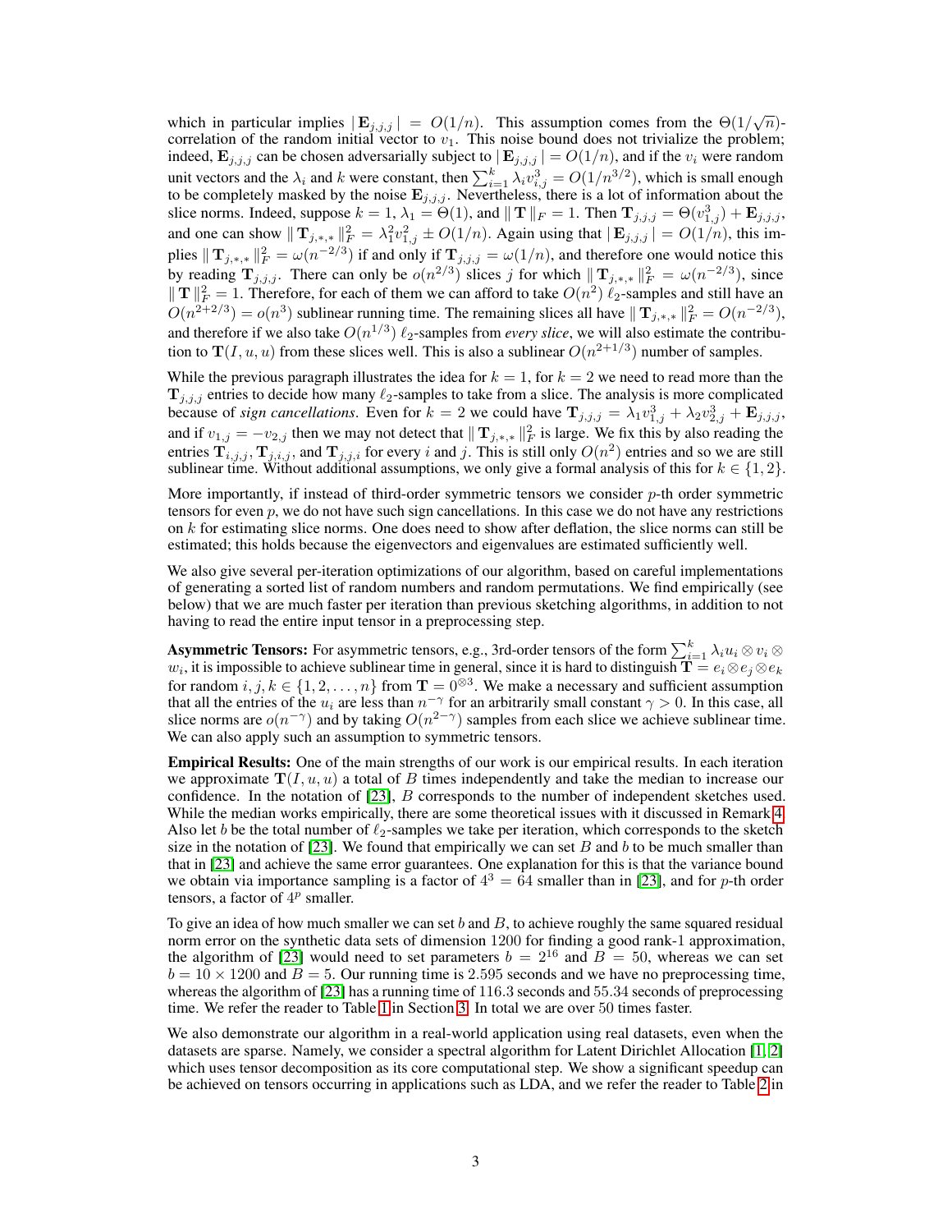which in particular implies $| \mathbf{E}_{j,j,j} | = O(1/n)$. This assumption comes from the $\Theta(1/\sqrt{n})$-correlation of the random initial vector to $v_1$. This noise bound does not trivialize the problem; indeed, $\mathbf{E}_{j,j,j}$ can be chosen adversarially subject to $| \mathbf{E}_{j,j,j} | = O(1/n)$, and if the $v_i$ were random unit vectors and the $\lambda_i$ and $k$ were constant, then $\sum_{i=1}^k \lambda_i v_{i,j}^3 = O(1/n^{3/2})$, which is small enough to be completely masked by the noise $\mathbf{E}_{j,j,j}$. Nevertheless, there is a lot of information about the slice norms. Indeed, suppose $k = 1$, $\lambda_1 = \Theta(1)$, and $\| \mathbf{T} \|_F = 1$. Then $\mathbf{T}_{j,j,j} = \Theta(v_{1,j}^3) + \mathbf{E}_{j,j,j}$, and one can show $\| \mathbf{T}_{j,*,*} \|_F^2 = \lambda_1^2 v_{1,j}^2 \pm O(1/n)$. Again using that $| \mathbf{E}_{j,j,j} | = O(1/n)$, this implies $\| \mathbf{T}_{j,*,*} \|_F^2 = \omega(n^{-2/3})$ if and only if $\mathbf{T}_{j,j,j} = \omega(1/n)$, and therefore one would notice this by reading $\mathbf{T}_{j,j,j}$. There can only be $o(n^{2/3})$ slices $j$ for which $\| \mathbf{T}_{j,*,*} \|_F^2 = \omega(n^{-2/3})$, since $\| \mathbf{T} \|_F^2 = 1$. Therefore, for each of them we can afford to take $O(n^2)$ $\ell_2$-samples and still have an $O(n^{2+2/3}) = o(n^3)$ sublinear running time. The remaining slices all have $\| \mathbf{T}_{j,*,*} \|_F^2 = O(n^{-2/3})$, and therefore if we also take $O(n^{1/3})$ $\ell_2$-samples from *every slice*, we will also estimate the contribution to $\mathbf{T}(I, u, u)$ from these slices well. This is also a sublinear $O(n^{2+1/3})$ number of samples.

While the previous paragraph illustrates the idea for $k = 1$, for $k = 2$ we need to read more than the $\mathbf{T}_{j,j,j}$ entries to decide how many $\ell_2$-samples to take from a slice. The analysis is more complicated because of *sign cancellations*. Even for $k = 2$ we could have $\mathbf{T}_{j,j,j} = \lambda_1 v_{1,j}^3 + \lambda_2 v_{2,j}^3 + \mathbf{E}_{j,j,j}$, and if $v_{1,j} = -v_{2,j}$ then we may not detect that $\| \mathbf{T}_{j,*,*} \|_F^2$ is large. We fix this by also reading the entries $\mathbf{T}_{i,j,j}, \mathbf{T}_{j,i,j}$, and $\mathbf{T}_{j,j,i}$ for every $i$ and $j$. This is still only $O(n^2)$ entries and so we are still sublinear time. Without additional assumptions, we only give a formal analysis of this for $k \in \{1, 2\}$.

More importantly, if instead of third-order symmetric tensors we consider $p$-th order symmetric tensors for even $p$, we do not have such sign cancellations. In this case we do not have any restrictions on $k$ for estimating slice norms. One does need to show after deflation, the slice norms can still be estimated; this holds because the eigenvectors and eigenvalues are estimated sufficiently well.

We also give several per-iteration optimizations of our algorithm, based on careful implementations of generating a sorted list of random numbers and random permutations. We find empirically (see below) that we are much faster per iteration than previous sketching algorithms, in addition to not having to read the entire input tensor in a preprocessing step.

**Asymmetric Tensors:** For asymmetric tensors, e.g., 3rd-order tensors of the form $\sum_{i=1}^k \lambda_i u_i \otimes v_i \otimes w_i$, it is impossible to achieve sublinear time in general, since it is hard to distinguish $\mathbf{T} = e_i \otimes e_j \otimes e_k$ for random $i, j, k \in \{1, 2, \ldots, n\}$ from $\mathbf{T} = 0^{\otimes 3}$. We make a necessary and sufficient assumption that all the entries of the $u_i$ are less than $n^{-\gamma}$ for an arbitrarily small constant $\gamma > 0$. In this case, all slice norms are $o(n^{-\gamma})$ and by taking $O(n^{2-\gamma})$ samples from each slice we achieve sublinear time. We can also apply such an assumption to symmetric tensors.

**Empirical Results:** One of the main strengths of our work is our empirical results. In each iteration we approximate $\mathbf{T}(I, u, u)$ a total of $B$ times independently and take the median to increase our confidence. In the notation of [23], $B$ corresponds to the number of independent sketches used. While the median works empirically, there are some theoretical issues with it discussed in Remark 4. Also let $b$ be the total number of $\ell_2$-samples we take per iteration, which corresponds to the sketch size in the notation of [23]. We found that empirically we can set $B$ and $b$ to be much smaller than that in [23] and achieve the same error guarantees. One explanation for this is that the variance bound we obtain via importance sampling is a factor of $4^3 = 64$ smaller than in [23], and for $p$-th order tensors, a factor of $4^p$ smaller.

To give an idea of how much smaller we can set $b$ and $B$, to achieve roughly the same squared residual norm error on the synthetic data sets of dimension 1200 for finding a good rank-1 approximation, the algorithm of [23] would need to set parameters $b = 2^{16}$ and $B = 50$, whereas we can set $b = 10 \times 1200$ and $B = 5$. Our running time is 2.595 seconds and we have no preprocessing time, whereas the algorithm of [23] has a running time of 116.3 seconds and 55.34 seconds of preprocessing time. We refer the reader to Table 1 in Section 3. In total we are over 50 times faster.

We also demonstrate our algorithm in a real-world application using real datasets, even when the datasets are sparse. Namely, we consider a spectral algorithm for Latent Dirichlet Allocation [1, 2] which uses tensor decomposition as its core computational step. We show a significant speedup can be achieved on tensors occurring in applications such as LDA, and we refer the reader to Table 2 in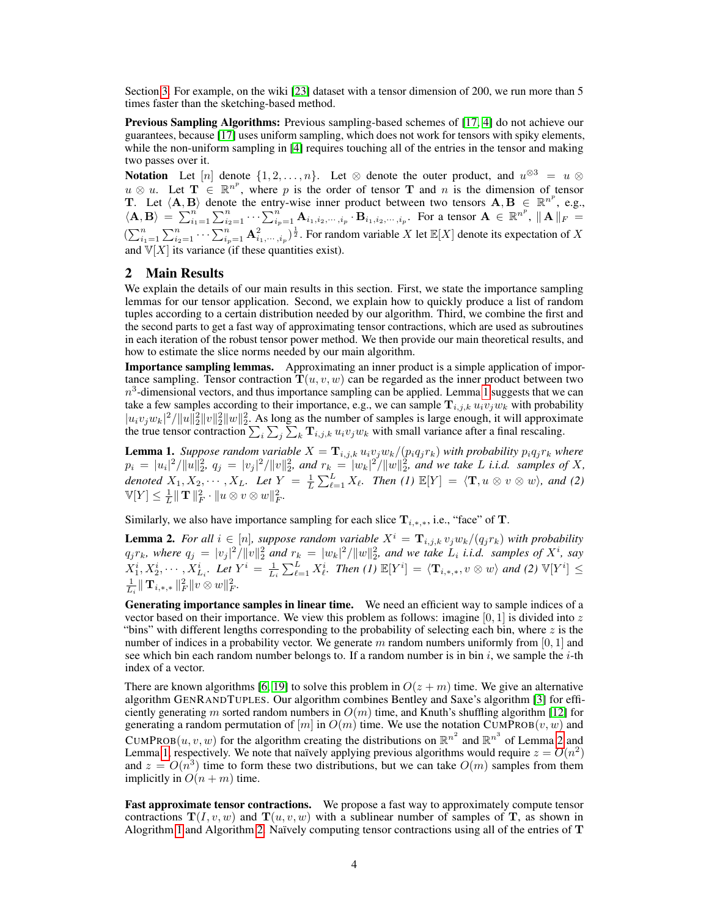Section 3. For example, on the wiki [23] dataset with a tensor dimension of 200, we run more than 5 times faster than the sketching-based method.

**Previous Sampling Algorithms:** Previous sampling-based schemes of [17, 4] do not achieve our guarantees, because [17] uses uniform sampling, which does not work for tensors with spiky elements, while the non-uniform sampling in [4] requires touching all of the entries in the tensor and making two passes over it.

**Notation** Let $[n]$ denote $\{1, 2, \ldots, n\}$. Let $\otimes$ denote the outer product, and $u^{\otimes 3} = u \otimes u \otimes u$. Let $\mathbf{T} \in \mathbb{R}^{n^p}$, where $p$ is the order of tensor $\mathbf{T}$ and $n$ is the dimension of tensor $\mathbf{T}$. Let $\langle \mathbf{A}, \mathbf{B} \rangle$ denote the entry-wise inner product between two tensors $\mathbf{A}, \mathbf{B} \in \mathbb{R}^{n^p}$, e.g., $\langle \mathbf{A}, \mathbf{B} \rangle = \sum_{i_1=1}^n \sum_{i_2=1}^n \cdots \sum_{i_p=1}^n \mathbf{A}_{i_1,i_2,\cdots,i_p} \cdot \mathbf{B}_{i_1,i_2,\cdots,i_p}$. For a tensor $\mathbf{A} \in \mathbb{R}^{n^p}$, $\| \mathbf{A} \|_F = (\sum_{i_1=1}^n \sum_{i_2=1}^n \cdots \sum_{i_p=1}^n \mathbf{A}^2_{i_1,\cdots,i_p})^{\frac{1}{2}}$. For random variable $X$ let $\mathbb{E}[X]$ denote its expectation of $X$ and $\mathbb{V}[X]$ its variance (if these quantities exist).

## 2 Main Results

We explain the details of our main results in this section. First, we state the importance sampling lemmas for our tensor application. Second, we explain how to quickly produce a list of random tuples according to a certain distribution needed by our algorithm. Third, we combine the first and the second parts to get a fast way of approximating tensor contractions, which are used as subroutines in each iteration of the robust tensor power method. We then provide our main theoretical results, and how to estimate the slice norms needed by our main algorithm.

**Importance sampling lemmas.** Approximating an inner product is a simple application of importance sampling. Tensor contraction $\mathbf{T}(u, v, w)$ can be regarded as the inner product between two $n^3$-dimensional vectors, and thus importance sampling can be applied. Lemma 1 suggests that we can take a few samples according to their importance, e.g., we can sample $\mathbf{T}_{i,j,k}\, u_i v_j w_k$ with probability $|u_i v_j w_k|^2 / \|u\|_2^2 \|v\|_2^2 \|w\|_2^2$. As long as the number of samples is large enough, it will approximate the true tensor contraction $\sum_i \sum_j \sum_k \mathbf{T}_{i,j,k}\, u_i v_j w_k$ with small variance after a final rescaling.

**Lemma 1.** *Suppose random variable $X = \mathbf{T}_{i,j,k}\, u_i v_j w_k / (p_i q_j r_k)$ with probability $p_i q_j r_k$ where $p_i = |u_i|^2 / \|u\|_2^2$, $q_j = |v_j|^2 / \|v\|_2^2$, and $r_k = |w_k|^2 / \|w\|_2^2$, and we take $L$ i.i.d. samples of $X$, denoted $X_1, X_2, \cdots, X_L$. Let $Y = \frac{1}{L} \sum_{\ell=1}^L X_\ell$. Then (1) $\mathbb{E}[Y] = \langle \mathbf{T}, u \otimes v \otimes w \rangle$, and (2) $\mathbb{V}[Y] \leq \frac{1}{L} \| \mathbf{T} \|_F^2 \cdot \|u \otimes v \otimes w\|_F^2$.*

Similarly, we also have importance sampling for each slice $\mathbf{T}_{i,*,*}$, i.e., "face" of $\mathbf{T}$.

**Lemma 2.** *For all $i \in [n]$, suppose random variable $X^i = \mathbf{T}_{i,j,k}\, v_j w_k / (q_j r_k)$ with probability $q_j r_k$, where $q_j = |v_j|^2 / \|v\|_2^2$ and $r_k = |w_k|^2 / \|w\|_2^2$, and we take $L_i$ i.i.d. samples of $X^i$, say $X_1^i, X_2^i, \cdots, X_{L_i}^i$. Let $Y^i = \frac{1}{L_i} \sum_{\ell=1}^L X_\ell^i$. Then (1) $\mathbb{E}[Y^i] = \langle \mathbf{T}_{i,*,*}, v \otimes w \rangle$ and (2) $\mathbb{V}[Y^i] \leq \frac{1}{L_i} \| \mathbf{T}_{i,*,*} \|_F^2 \|v \otimes w\|_F^2$.*

**Generating importance samples in linear time.** We need an efficient way to sample indices of a vector based on their importance. We view this problem as follows: imagine $[0, 1]$ is divided into $z$ "bins" with different lengths corresponding to the probability of selecting each bin, where $z$ is the number of indices in a probability vector. We generate $m$ random numbers uniformly from $[0, 1]$ and see which bin each random number belongs to. If a random number is in bin $i$, we sample the $i$-th index of a vector.

There are known algorithms [6, 19] to solve this problem in $O(z + m)$ time. We give an alternative algorithm GENRANDTUPLES. Our algorithm combines Bentley and Saxe's algorithm [3] for efficiently generating $m$ sorted random numbers in $O(m)$ time, and Knuth's shuffling algorithm [12] for generating a random permutation of $[m]$ in $O(m)$ time. We use the notation CUMPROB$(v, w)$ and CUMPROB$(u, v, w)$ for the algorithm creating the distributions on $\mathbb{R}^{n^2}$ and $\mathbb{R}^{n^3}$ of Lemma 2 and Lemma 1, respectively. We note that naïvely applying previous algorithms would require $z = O(n^2)$ and $z = O(n^3)$ time to form these two distributions, but we can take $O(m)$ samples from them implicitly in $O(n + m)$ time.

**Fast approximate tensor contractions.** We propose a fast way to approximately compute tensor contractions $\mathbf{T}(I, v, w)$ and $\mathbf{T}(u, v, w)$ with a sublinear number of samples of $\mathbf{T}$, as shown in Alogrithm 1 and Algorithm 2. Naïvely computing tensor contractions using all of the entries of $\mathbf{T}$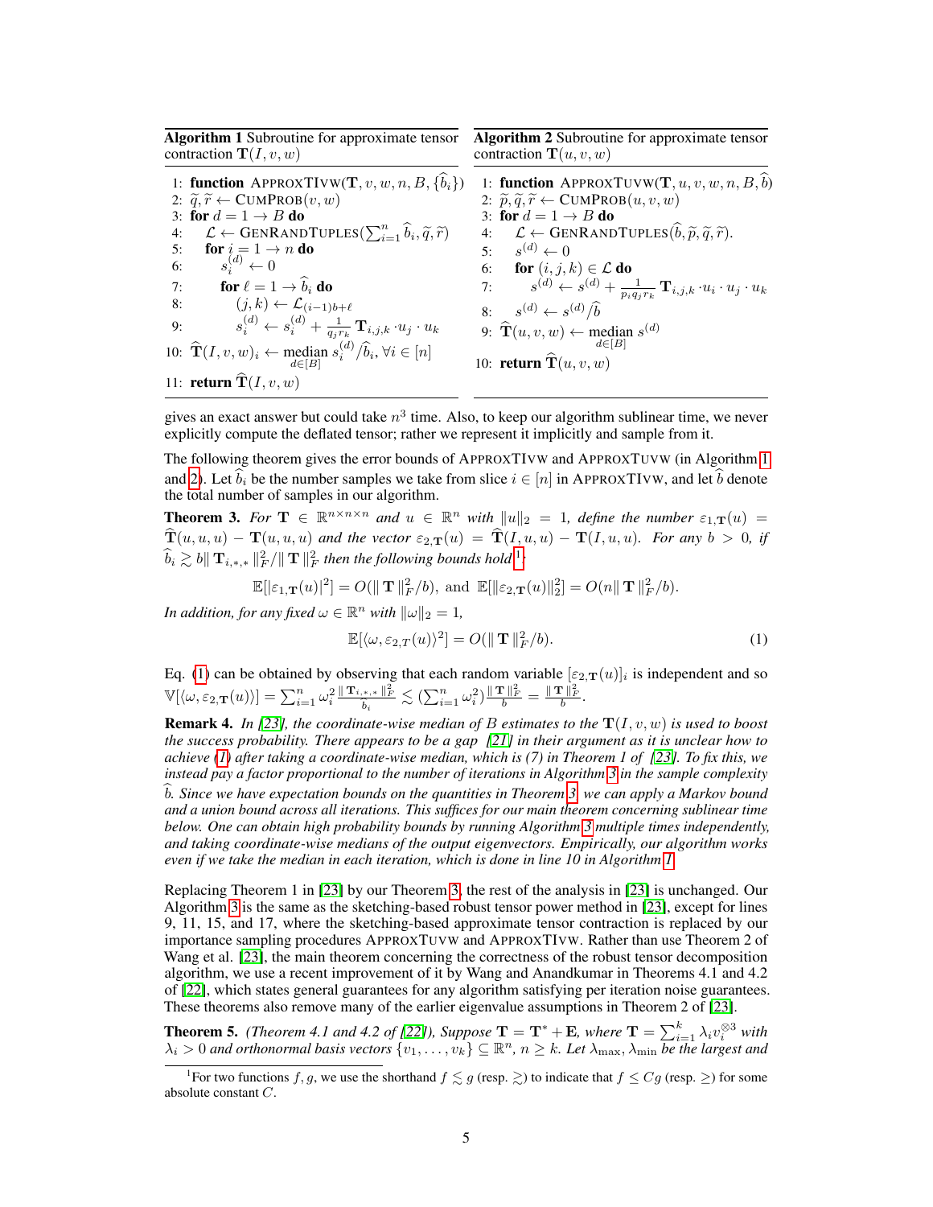**Algorithm 1** Subroutine for approximate tensor contraction $\mathbf{T}(I, v, w)$

```
1: function APPROXTIVW(T, v, w, n, B, {b̂_i})
2: q̃, r̃ ← CUMPROB(v, w)
3: for d = 1 → B do
4:     L ← GENRANDTUPLES(Σ_{i=1}^n b̂_i, q̃, r̃)
5:     for i = 1 → n do
6:         s_i^(d) ← 0
7:         for ℓ = 1 → b̂_i do
8:             (j, k) ← L_{(i−1)b+ℓ}
9:             s_i^(d) ← s_i^(d) + (1/(q_j r_k)) T_{i,j,k} · u_j · u_k
10: T̂(I, v, w)_i ← median_{d∈[B]} s_i^(d) / b̂_i, ∀i ∈ [n]
11: return T̂(I, v, w)
```

**Algorithm 2** Subroutine for approximate tensor contraction $\mathbf{T}(u, v, w)$

```
1: function APPROXTUVW(T, u, v, w, n, B, b̂)
2: p̃, q̃, r̃ ← CUMPROB(u, v, w)
3: for d = 1 → B do
4:     L ← GENRANDTUPLES(b̂, p̃, q̃, r̃).
5:     s^(d) ← 0
6:     for (i, j, k) ∈ L do
7:         s^(d) ← s^(d) + (1/(p_i q_j r_k)) T_{i,j,k} · u_i · u_j · u_k
8:     s^(d) ← s^(d) / b̂
9: T̂(u, v, w) ← median_{d∈[B]} s^(d)
10: return T̂(u, v, w)
```

gives an exact answer but could take $n^3$ time. Also, to keep our algorithm sublinear time, we never explicitly compute the deflated tensor; rather we represent it implicitly and sample from it.

The following theorem gives the error bounds of APPROXTIVW and APPROXTUVW (in Algorithm 1 and 2). Let $\widehat{b}_i$ be the number samples we take from slice $i \in [n]$ in APPROXTIVW, and let $\widehat{b}$ denote the total number of samples in our algorithm.

**Theorem 3.** *For $\mathbf{T} \in \mathbb{R}^{n \times n \times n}$ and $u \in \mathbb{R}^n$ with $\|u\|_2 = 1$, define the number $\varepsilon_{1,\mathbf{T}}(u) = \widehat{\mathbf{T}}(u, u, u) - \mathbf{T}(u, u, u)$ and the vector $\varepsilon_{2,\mathbf{T}}(u) = \widehat{\mathbf{T}}(I, u, u) - \mathbf{T}(I, u, u)$. For any $b > 0$, if $\widehat{b}_i \gtrsim b \| \mathbf{T}_{i,*,*} \|_F^2 / \| \mathbf{T} \|_F^2$ then the following bounds hold*[1]*:*

$$\mathbb{E}[|\varepsilon_{1,\mathbf{T}}(u)|^2] = O(\| \mathbf{T} \|_F^2 / b), \text{ and } \mathbb{E}[\|\varepsilon_{2,\mathbf{T}}(u)\|_2^2] = O(n \| \mathbf{T} \|_F^2 / b).$$

*In addition, for any fixed $\omega \in \mathbb{R}^n$ with $\|\omega\|_2 = 1$,*

$$\mathbb{E}[\langle \omega, \varepsilon_{2,T}(u) \rangle^2] = O(\| \mathbf{T} \|_F^2 / b). \tag{1}$$

Eq. (1) can be obtained by observing that each random variable $[\varepsilon_{2,\mathbf{T}}(u)]_i$ is independent and so $\mathbb{V}[\langle \omega, \varepsilon_{2,\mathbf{T}}(u) \rangle] = \sum_{i=1}^n \omega_i^2 \frac{\| \mathbf{T}_{i,*,*} \|_F^2}{\widehat{b}_i} \lesssim (\sum_{i=1}^n \omega_i^2) \frac{\| \mathbf{T} \|_F^2}{b} = \frac{\| \mathbf{T} \|_F^2}{b}$.

**Remark 4.** *In [23], the coordinate-wise median of $B$ estimates to the $\mathbf{T}(I, v, w)$ is used to boost the success probability. There appears to be a gap [21] in their argument as it is unclear how to achieve (1) after taking a coordinate-wise median, which is (7) in Theorem 1 of [23]. To fix this, we instead pay a factor proportional to the number of iterations in Algorithm 3 in the sample complexity $\widehat{b}$. Since we have expectation bounds on the quantities in Theorem 3, we can apply a Markov bound and a union bound across all iterations. This suffices for our main theorem concerning sublinear time below. One can obtain high probability bounds by running Algorithm 3 multiple times independently, and taking coordinate-wise medians of the output eigenvectors. Empirically, our algorithm works even if we take the median in each iteration, which is done in line 10 in Algorithm 1.*

Replacing Theorem 1 in [23] by our Theorem 3, the rest of the analysis in [23] is unchanged. Our Algorithm 3 is the same as the sketching-based robust tensor power method in [23], except for lines 9, 11, 15, and 17, where the sketching-based approximate tensor contraction is replaced by our importance sampling procedures APPROXTUVW and APPROXTIVW. Rather than use Theorem 2 of Wang et al. [23], the main theorem concerning the correctness of the robust tensor decomposition algorithm, we use a recent improvement of it by Wang and Anandkumar in Theorems 4.1 and 4.2 of [22], which states general guarantees for any algorithm satisfying per iteration noise guarantees. These theorems also remove many of the earlier eigenvalue assumptions in Theorem 2 of [23].

**Theorem 5.** *(Theorem 4.1 and 4.2 of [22]), Suppose $\mathbf{T} = \mathbf{T}^* + \mathbf{E}$, where $\mathbf{T} = \sum_{i=1}^k \lambda_i v_i^{\otimes 3}$ with $\lambda_i > 0$ and orthonormal basis vectors $\{v_1, \ldots, v_k\} \subseteq \mathbb{R}^n$, $n \geq k$. Let $\lambda_{\max}$, $\lambda_{\min}$ be the largest and*

[1] For two functions $f, g$, we use the shorthand $f \lesssim g$ (resp. $\gtrsim$) to indicate that $f \leq Cg$ (resp. $\geq$) for some absolute constant $C$.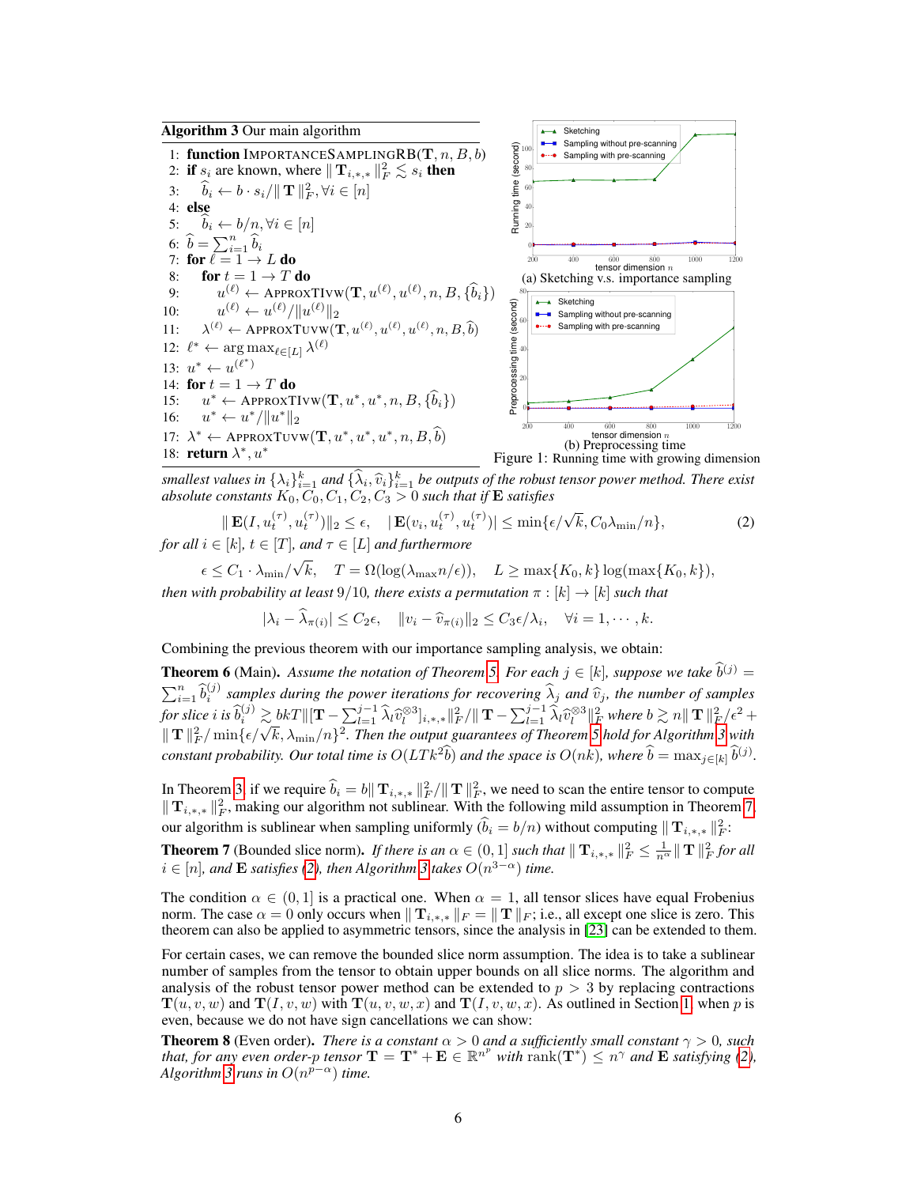**Algorithm 3** Our main algorithm

```
1:  function ImportanceSamplingRB(T, n, B, b)
2:  if s_i are known, where ‖T_{i,*,*}‖_F^2 ≲ s_i then
3:      b̂_i ← b · s_i/‖T‖_F^2, ∀i ∈ [n]
4:  else
5:      b̂_i ← b/n, ∀i ∈ [n]
6:  b̂ = Σ_{i=1}^n b̂_i
7:  for ℓ = 1 → L do
8:      for t = 1 → T do
9:          u^(ℓ) ← ApproxTIvw(T, u^(ℓ), u^(ℓ), n, B, {b̂_i})
10:         u^(ℓ) ← u^(ℓ)/‖u^(ℓ)‖_2
11:     λ^(ℓ) ← ApproxTuvw(T, u^(ℓ), u^(ℓ), u^(ℓ), n, B, b̂)
12: ℓ* ← arg max_{ℓ∈[L]} λ^(ℓ)
13: u* ← u^(ℓ*)
14: for t = 1 → T do
15:     u* ← ApproxTIvw(T, u*, u*, n, B, {b̂_i})
16:     u* ← u*/‖u*‖_2
17: λ* ← ApproxTuvw(T, u*, u*, u*, n, B, b̂)
18: return λ*, u*
```

(a) Sketching v.s. importance sampling

(b) Preprocessing time

Figure 1: Running time with growing dimension

*smallest values in* $\{\lambda_i\}_{i=1}^k$ *and* $\{\widehat{\lambda}_i, \widehat{v}_i\}_{i=1}^k$ *be outputs of the robust tensor power method. There exist absolute constants* $K_0, C_0, C_1, C_2, C_3 > 0$ *such that if* $\mathbf{E}$ *satisfies*

$$\| \mathbf{E}(I, u_t^{(\tau)}, u_t^{(\tau)}) \|_2 \le \epsilon, \quad |\mathbf{E}(v_i, u_t^{(\tau)}, u_t^{(\tau)})| \le \min\{\epsilon/\sqrt{k}, C_0 \lambda_{\min}/n\}, \tag{2}$$

*for all* $i \in [k]$, $t \in [T]$, *and* $\tau \in [L]$ *and furthermore*

$$\epsilon \le C_1 \cdot \lambda_{\min}/\sqrt{k}, \quad T = \Omega(\log(\lambda_{\max} n/\epsilon)), \quad L \ge \max\{K_0, k\} \log(\max\{K_0, k\}),$$

*then with probability at least* $9/10$, *there exists a permutation* $\pi : [k] \to [k]$ *such that*

$$|\lambda_i - \widehat{\lambda}_{\pi(i)}| \le C_2 \epsilon, \quad \|v_i - \widehat{v}_{\pi(i)}\|_2 \le C_3 \epsilon/\lambda_i, \quad \forall i = 1, \cdots, k.$$

Combining the previous theorem with our importance sampling analysis, we obtain:

**Theorem 6** (Main). *Assume the notation of Theorem 5. For each* $j \in [k]$, *suppose we take* $\widehat{b}^{(j)} = \sum_{i=1}^n \widehat{b}_i^{(j)}$ *samples during the power iterations for recovering* $\widehat{\lambda}_j$ *and* $\widehat{v}_j$, *the number of samples for slice* $i$ *is* $\widehat{b}_i^{(j)} \gtrsim bkT \| [\mathbf{T} - \sum_{l=1}^{j-1} \widehat{\lambda}_l \widehat{v}_l^{\otimes 3}]_{i,*,*} \|_F^2 / \| \mathbf{T} - \sum_{l=1}^{j-1} \widehat{\lambda}_l \widehat{v}_l^{\otimes 3} \|_F^2$ *where* $b \gtrsim n \| \mathbf{T} \|_F^2 / \epsilon^2 + \| \mathbf{T} \|_F^2 / \min\{\epsilon/\sqrt{k}, \lambda_{\min}/n\}^2$. *Then the output guarantees of Theorem 5 hold for Algorithm 3 with constant probability. Our total time is* $O(LTk^2 \widehat{b})$ *and the space is* $O(nk)$, *where* $\widehat{b} = \max_{j \in [k]} \widehat{b}^{(j)}$.

In Theorem 3, if we require $\widehat{b}_i = b \| \mathbf{T}_{i,*,*} \|_F^2 / \| \mathbf{T} \|_F^2$, we need to scan the entire tensor to compute $\| \mathbf{T}_{i,*,*} \|_F^2$, making our algorithm not sublinear. With the following mild assumption in Theorem 7, our algorithm is sublinear when sampling uniformly ($\widehat{b}_i = b/n$) without computing $\| \mathbf{T}_{i,*,*} \|_F^2$:

**Theorem 7** (Bounded slice norm). *If there is an* $\alpha \in (0, 1]$ *such that* $\| \mathbf{T}_{i,*,*} \|_F^2 \le \frac{1}{n^\alpha} \| \mathbf{T} \|_F^2$ *for all* $i \in [n]$, *and* $\mathbf{E}$ *satisfies (2), then Algorithm 3 takes* $O(n^{3-\alpha})$ *time.*

The condition $\alpha \in (0, 1]$ is a practical one. When $\alpha = 1$, all tensor slices have equal Frobenius norm. The case $\alpha = 0$ only occurs when $\| \mathbf{T}_{i,*,*} \|_F = \| \mathbf{T} \|_F$; i.e., all except one slice is zero. This theorem can also be applied to asymmetric tensors, since the analysis in [23] can be extended to them.

For certain cases, we can remove the bounded slice norm assumption. The idea is to take a sublinear number of samples from the tensor to obtain upper bounds on all slice norms. The algorithm and analysis of the robust tensor power method can be extended to $p > 3$ by replacing contractions $\mathbf{T}(u, v, w)$ and $\mathbf{T}(I, v, w)$ with $\mathbf{T}(u, v, w, x)$ and $\mathbf{T}(I, v, w, x)$. As outlined in Section 1, when $p$ is even, because we do not have sign cancellations we can show:

**Theorem 8** (Even order). *There is a constant* $\alpha > 0$ *and a sufficiently small constant* $\gamma > 0$, *such that, for any even order-*$p$ *tensor* $\mathbf{T} = \mathbf{T}^* + \mathbf{E} \in \mathbb{R}^{n^p}$ *with* $\operatorname{rank}(\mathbf{T}^*) \le n^\gamma$ *and* $\mathbf{E}$ *satisfying (2), Algorithm 3 runs in* $O(n^{p-\alpha})$ *time.*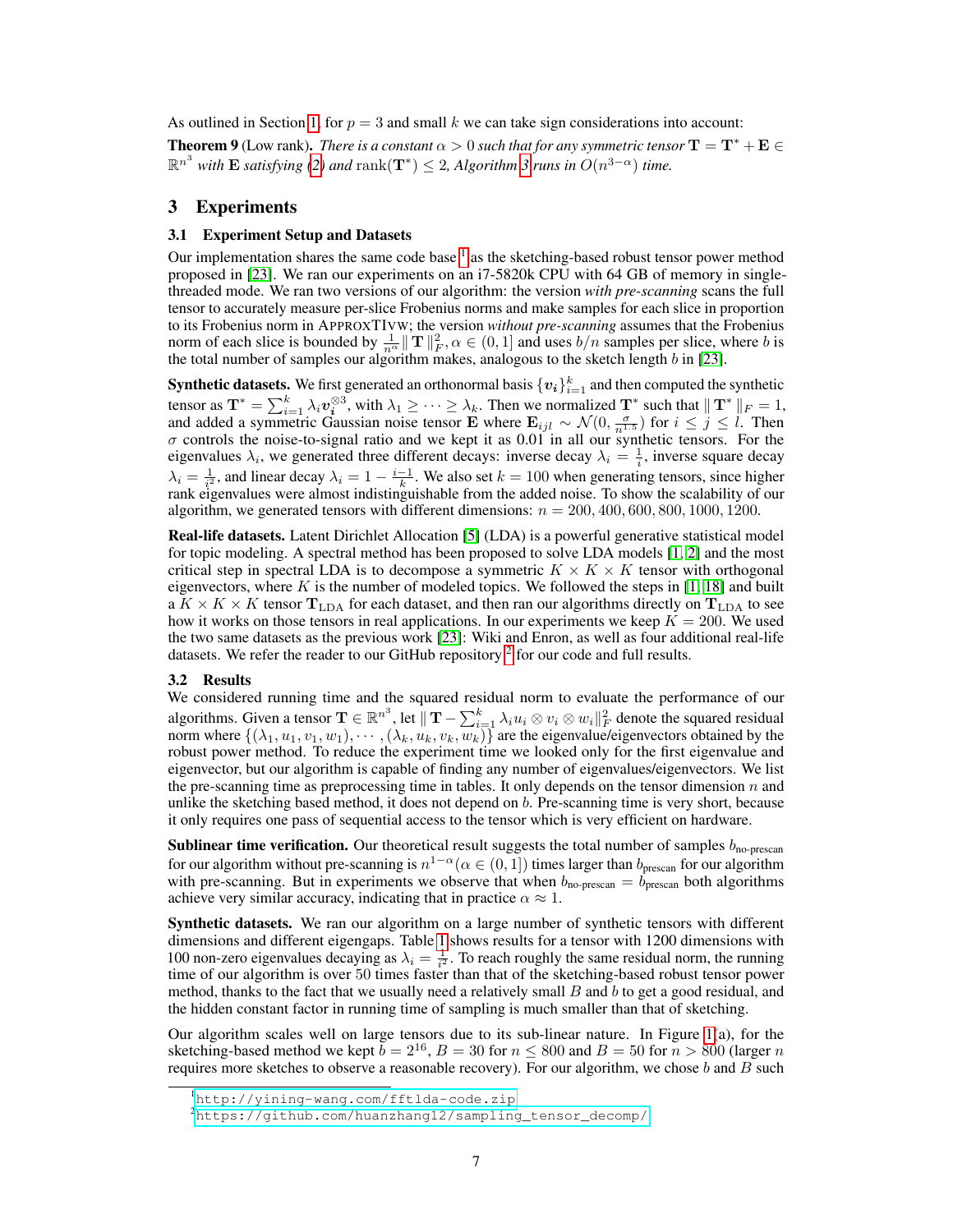As outlined in Section 1, for $p = 3$ and small $k$ we can take sign considerations into account:

**Theorem 9** (Low rank). *There is a constant $\alpha > 0$ such that for any symmetric tensor $\mathbf{T} = \mathbf{T}^* + \mathbf{E} \in \mathbb{R}^{n^3}$ with $\mathbf{E}$ satisfying (2) and $\operatorname{rank}(\mathbf{T}^*) \leq 2$, Algorithm 3 runs in $O(n^{3-\alpha})$ time.*

## 3 Experiments

### 3.1 Experiment Setup and Datasets

Our implementation shares the same code base [1] as the sketching-based robust tensor power method proposed in [23]. We ran our experiments on an i7-5820k CPU with 64 GB of memory in single-threaded mode. We ran two versions of our algorithm: the version *with pre-scanning* scans the full tensor to accurately measure per-slice Frobenius norms and make samples for each slice in proportion to its Frobenius norm in APPROXTIVW; the version *without pre-scanning* assumes that the Frobenius norm of each slice is bounded by $\frac{1}{n^\alpha}\| \mathbf{T} \|_F^2, \alpha \in (0, 1]$ and uses $b/n$ samples per slice, where $b$ is the total number of samples our algorithm makes, analogous to the sketch length $b$ in [23].

**Synthetic datasets.** We first generated an orthonormal basis $\{\boldsymbol{v_i}\}_{i=1}^k$ and then computed the synthetic tensor as $\mathbf{T}^* = \sum_{i=1}^k \lambda_i \boldsymbol{v_i}^{\otimes 3}$, with $\lambda_1 \geq \cdots \geq \lambda_k$. Then we normalized $\mathbf{T}^*$ such that $\| \mathbf{T}^* \|_F = 1$, and added a symmetric Gaussian noise tensor $\mathbf{E}$ where $\mathbf{E}_{ijl} \sim \mathcal{N}(0, \frac{\sigma}{n^{1.5}})$ for $i \leq j \leq l$. Then $\sigma$ controls the noise-to-signal ratio and we kept it as 0.01 in all our synthetic tensors. For the eigenvalues $\lambda_i$, we generated three different decays: inverse decay $\lambda_i = \frac{1}{i}$, inverse square decay $\lambda_i = \frac{1}{i^2}$, and linear decay $\lambda_i = 1 - \frac{i-1}{k}$. We also set $k = 100$ when generating tensors, since higher rank eigenvalues were almost indistinguishable from the added noise. To show the scalability of our algorithm, we generated tensors with different dimensions: $n = 200, 400, 600, 800, 1000, 1200$.

**Real-life datasets.** Latent Dirichlet Allocation [5] (LDA) is a powerful generative statistical model for topic modeling. A spectral method has been proposed to solve LDA models [1, 2] and the most critical step in spectral LDA is to decompose a symmetric $K \times K \times K$ tensor with orthogonal eigenvectors, where $K$ is the number of modeled topics. We followed the steps in [1, 18] and built a $K \times K \times K$ tensor $\mathbf{T}_{\text{LDA}}$ for each dataset, and then ran our algorithms directly on $\mathbf{T}_{\text{LDA}}$ to see how it works on those tensors in real applications. In our experiments we keep $K = 200$. We used the two same datasets as the previous work [23]: Wiki and Enron, as well as four additional real-life datasets. We refer the reader to our GitHub repository [2] for our code and full results.

### 3.2 Results

We considered running time and the squared residual norm to evaluate the performance of our algorithms. Given a tensor $\mathbf{T} \in \mathbb{R}^{n^3}$, let $\| \mathbf{T} - \sum_{i=1}^k \lambda_i u_i \otimes v_i \otimes w_i \|_F^2$ denote the squared residual norm where $\{(\lambda_1, u_1, v_1, w_1), \cdots, (\lambda_k, u_k, v_k, w_k)\}$ are the eigenvalue/eigenvectors obtained by the robust power method. To reduce the experiment time we looked only for the first eigenvalue and eigenvector, but our algorithm is capable of finding any number of eigenvalues/eigenvectors. We list the pre-scanning time as preprocessing time in tables. It only depends on the tensor dimension $n$ and unlike the sketching based method, it does not depend on $b$. Pre-scanning time is very short, because it only requires one pass of sequential access to the tensor which is very efficient on hardware.

**Sublinear time verification.** Our theoretical result suggests the total number of samples $b_{\text{no-prescan}}$ for our algorithm without pre-scanning is $n^{1-\alpha} (\alpha \in (0, 1])$ times larger than $b_{\text{prescan}}$ for our algorithm with pre-scanning. But in experiments we observe that when $b_{\text{no-prescan}} = b_{\text{prescan}}$ both algorithms achieve very similar accuracy, indicating that in practice $\alpha \approx 1$.

**Synthetic datasets.** We ran our algorithm on a large number of synthetic tensors with different dimensions and different eigengaps. Table 1 shows results for a tensor with 1200 dimensions with 100 non-zero eigenvalues decaying as $\lambda_i = \frac{1}{i^2}$. To reach roughly the same residual norm, the running time of our algorithm is over 50 times faster than that of the sketching-based robust tensor power method, thanks to the fact that we usually need a relatively small $B$ and $b$ to get a good residual, and the hidden constant factor in running time of sampling is much smaller than that of sketching.

Our algorithm scales well on large tensors due to its sub-linear nature. In Figure 1(a), for the sketching-based method we kept $b = 2^{16}$, $B = 30$ for $n \leq 800$ and $B = 50$ for $n > 800$ (larger $n$ requires more sketches to observe a reasonable recovery). For our algorithm, we chose $b$ and $B$ such

[1] http://yining-wang.com/fftlda-code.zip

[2] https://github.com/huanzhang12/sampling_tensor_decomp/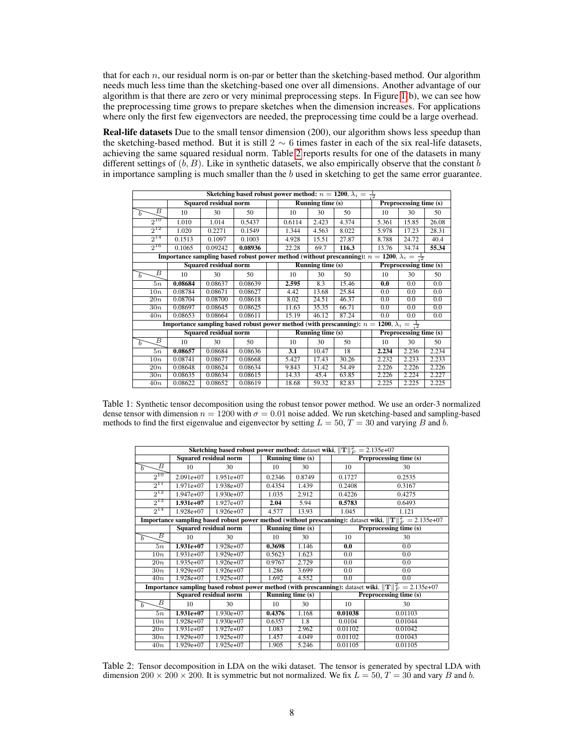that for each $n$, our residual norm is on-par or better than the sketching-based method. Our algorithm needs much less time than the sketching-based one over all dimensions. Another advantage of our algorithm is that there are zero or very minimal preprocessing steps. In Figure 1(b), we can see how the preprocessing time grows to prepare sketches when the dimension increases. For applications where only the first few eigenvectors are needed, the preprocessing time could be a large overhead.

**Real-life datasets** Due to the small tensor dimension (200), our algorithm shows less speedup than the sketching-based method. But it is still $2 \sim 6$ times faster in each of the six real-life datasets, achieving the same squared residual norm. Table 2 reports results for one of the datasets in many different settings of $(b, B)$. Like in synthetic datasets, we also empirically observe that the constant $b$ in importance sampling is much smaller than the $b$ used in sketching to get the same error guarantee.

| **Sketching based robust power method:** $n$ = **1200**, $\lambda_i = \frac{1}{i^2}$ | | | | | | | | | |
|---|---|---|---|---|---|---|---|---|---|
| | **Squared residual norm** | | | **Running time (s)** | | | **Preprocessing time (s)** | | |
| $b$ \ $B$ | 10 | 30 | 50 | 10 | 30 | 50 | 10 | 30 | 50 |
| $2^{10}$ | 1.010 | 1.014 | 0.5437 | 0.6114 | 2.423 | 4.374 | 5.361 | 15.85 | 26.08 |
| $2^{12}$ | 1.020 | 0.2271 | 0.1549 | 1.344 | 4.563 | 8.022 | 5.978 | 17.23 | 28.31 |
| $2^{14}$ | 0.1513 | 0.1097 | 0.1003 | 4.928 | 15.51 | 27.87 | 8.788 | 24.72 | 40.4 |
| $2^{16}$ | 0.1065 | 0.09242 | **0.08936** | 22.28 | 69.7 | **116.3** | 13.76 | 34.74 | **55.34** |
| **Importance sampling based robust power method (without prescanning):** $n$ = **1200**, $\lambda_i = \frac{1}{i^2}$ | | | | | | | | | |
| | **Squared residual norm** | | | **Running time (s)** | | | **Preprocessing time (s)** | | |
| $b$ \ $B$ | 10 | 30 | 50 | 10 | 30 | 50 | 10 | 30 | 50 |
| $5n$ | **0.08684** | 0.08637 | 0.08639 | **2.595** | 8.3 | 15.46 | **0.0** | 0.0 | 0.0 |
| $10n$ | 0.08784 | 0.08671 | 0.08627 | 4.42 | 13.68 | 25.84 | 0.0 | 0.0 | 0.0 |
| $20n$ | 0.08704 | 0.08700 | 0.08618 | 8.02 | 24.51 | 46.37 | 0.0 | 0.0 | 0.0 |
| $30n$ | 0.08697 | 0.08645 | 0.08625 | 11.63 | 35.35 | 66.71 | 0.0 | 0.0 | 0.0 |
| $40n$ | 0.08653 | 0.08664 | 0.08611 | 15.19 | 46.12 | 87.24 | 0.0 | 0.0 | 0.0 |
| **Importance sampling based robust power method (with prescanning):** $n$ = **1200**, $\lambda_i = \frac{1}{i^2}$ | | | | | | | | | |
| | **Squared residual norm** | | | **Running time (s)** | | | **Preprocessing time (s)** | | |
| $b$ \ $B$ | 10 | 30 | 50 | 10 | 30 | 50 | 10 | 30 | 50 |
| $5n$ | **0.08657** | 0.08684 | 0.08636 | **3.1** | 10.47 | 18 | **2.234** | 2.236 | 2.234 |
| $10n$ | 0.08741 | 0.08677 | 0.08668 | 5.427 | 17.43 | 30.26 | 2.232 | 2.233 | 2.233 |
| $20n$ | 0.08648 | 0.08624 | 0.08634 | 9.843 | 31.42 | 54.49 | 2.226 | 2.226 | 2.226 |
| $30n$ | 0.08635 | 0.08634 | 0.08615 | 14.33 | 45.4 | 63.85 | 2.226 | 2.224 | 2.227 |
| $40n$ | 0.08622 | 0.08652 | 0.08619 | 18.68 | 59.32 | 82.83 | 2.225 | 2.225 | 2.225 |

Table 1: Synthetic tensor decomposition using the robust tensor power method. We use an order-3 normalized dense tensor with dimension $n = 1200$ with $\sigma = 0.01$ noise added. We run sketching-based and sampling-based methods to find the first eigenvalue and eigenvector by setting $L = 50$, $T = 30$ and varying $B$ and $b$.

| **Sketching based robust power method:** dataset **wiki**, $\|\mathbf{T}\|_F^2 = 2.135\text{e+}07$ | | | | | | |
|---|---|---|---|---|---|---|
| | **Squared residual norm** | | **Running time (s)** | | **Preprocessing time (s)** | |
| $b$ \ $B$ | 10 | 30 | 10 | 30 | 10 | 30 |
| $2^{10}$ | 2.091e+07 | 1.951e+07 | 0.2346 | 0.8749 | 0.1727 | 0.2535 |
| $2^{11}$ | 1.971e+07 | 1.938e+07 | 0.4354 | 1.439 | 0.2408 | 0.3167 |
| $2^{12}$ | 1.947e+07 | 1.930e+07 | 1.035 | 2.912 | 0.4226 | 0.4275 |
| $2^{13}$ | **1.931e+07** | 1.927e+07 | **2.04** | 5.94 | **0.5783** | 0.6493 |
| $2^{14}$ | 1.928e+07 | 1.926e+07 | 4.577 | 13.93 | 1.045 | 1.121 |
| **Importance sampling based robust power method (without prescanning):** dataset **wiki**, $\|\mathbf{T}\|_F^2 = 2.135\text{e+}07$ | | | | | | |
| | **Squared residual norm** | | **Running time (s)** | | **Preprocessing time (s)** | |
| $b$ \ $B$ | 10 | 30 | 10 | 30 | 10 | 30 |
| $5n$ | **1.931e+07** | 1.928e+07 | **0.3698** | 1.146 | **0.0** | 0.0 |
| $10n$ | 1.931e+07 | 1.929e+07 | 0.5623 | 1.623 | 0.0 | 0.0 |
| $20n$ | 1.935e+07 | 1.926e+07 | 0.9767 | 2.729 | 0.0 | 0.0 |
| $30n$ | 1.929e+07 | 1.926e+07 | 1.286 | 3.699 | 0.0 | 0.0 |
| $40n$ | 1.928e+07 | 1.925e+07 | 1.692 | 4.552 | 0.0 | 0.0 |
| **Importance sampling based robust power method (with prescanning):** dataset **wiki**, $\|\mathbf{T}\|_F^2 = 2.135\text{e+}07$ | | | | | | |
| | **Squared residual norm** | | **Running time (s)** | | **Preprocessing time (s)** | |
| $b$ \ $B$ | 10 | 30 | 10 | 30 | 10 | 30 |
| $5n$ | **1.931e+07** | 1.930e+07 | **0.4376** | 1.168 | **0.01038** | 0.01103 |
| $10n$ | 1.928e+07 | 1.930e+07 | 0.6357 | 1.8 | 0.0104 | 0.01044 |
| $20n$ | 1.931e+07 | 1.927e+07 | 1.083 | 2.962 | 0.01102 | 0.01042 |
| $30n$ | 1.929e+07 | 1.925e+07 | 1.457 | 4.049 | 0.01102 | 0.01043 |
| $40n$ | 1.929e+07 | 1.925e+07 | 1.905 | 5.246 | 0.01105 | 0.01105 |

Table 2: Tensor decomposition in LDA on the wiki dataset. The tensor is generated by spectral LDA with dimension $200 \times 200 \times 200$. It is symmetric but not normalized. We fix $L = 50$, $T = 30$ and vary $B$ and $b$.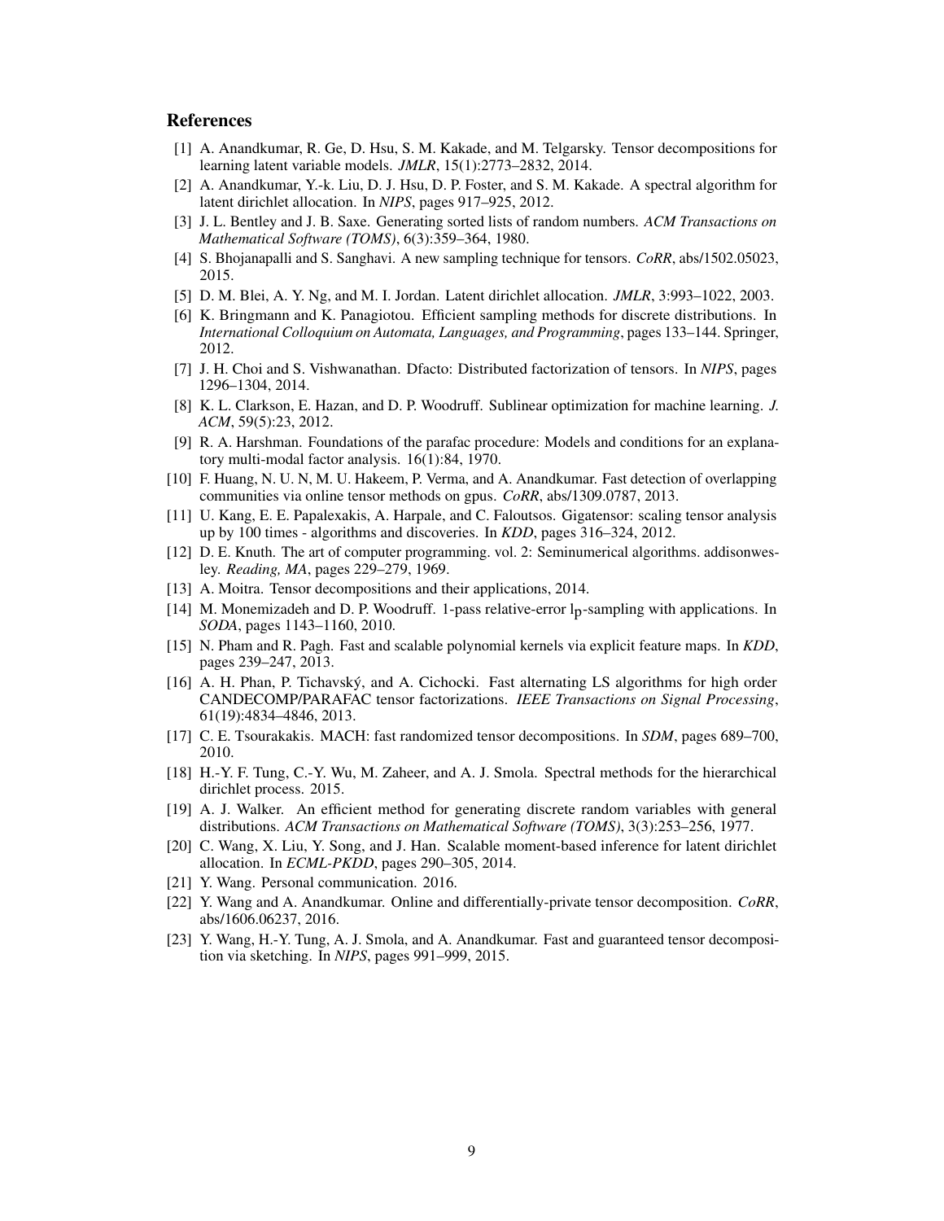## References

[1] A. Anandkumar, R. Ge, D. Hsu, S. M. Kakade, and M. Telgarsky. Tensor decompositions for learning latent variable models. *JMLR*, 15(1):2773–2832, 2014.

[2] A. Anandkumar, Y.-k. Liu, D. J. Hsu, D. P. Foster, and S. M. Kakade. A spectral algorithm for latent dirichlet allocation. In *NIPS*, pages 917–925, 2012.

[3] J. L. Bentley and J. B. Saxe. Generating sorted lists of random numbers. *ACM Transactions on Mathematical Software (TOMS)*, 6(3):359–364, 1980.

[4] S. Bhojanapalli and S. Sanghavi. A new sampling technique for tensors. *CoRR*, abs/1502.05023, 2015.

[5] D. M. Blei, A. Y. Ng, and M. I. Jordan. Latent dirichlet allocation. *JMLR*, 3:993–1022, 2003.

[6] K. Bringmann and K. Panagiotou. Efficient sampling methods for discrete distributions. In *International Colloquium on Automata, Languages, and Programming*, pages 133–144. Springer, 2012.

[7] J. H. Choi and S. Vishwanathan. Dfacto: Distributed factorization of tensors. In *NIPS*, pages 1296–1304, 2014.

[8] K. L. Clarkson, E. Hazan, and D. P. Woodruff. Sublinear optimization for machine learning. *J. ACM*, 59(5):23, 2012.

[9] R. A. Harshman. Foundations of the parafac procedure: Models and conditions for an explanatory multi-modal factor analysis. 16(1):84, 1970.

[10] F. Huang, N. U. N, M. U. Hakeem, P. Verma, and A. Anandkumar. Fast detection of overlapping communities via online tensor methods on gpus. *CoRR*, abs/1309.0787, 2013.

[11] U. Kang, E. E. Papalexakis, A. Harpale, and C. Faloutsos. Gigatensor: scaling tensor analysis up by 100 times - algorithms and discoveries. In *KDD*, pages 316–324, 2012.

[12] D. E. Knuth. The art of computer programming. vol. 2: Seminumerical algorithms. addisonwesley. *Reading, MA*, pages 229–279, 1969.

[13] A. Moitra. Tensor decompositions and their applications, 2014.

[14] M. Monemizadeh and D. P. Woodruff. 1-pass relative-error $l_p$-sampling with applications. In *SODA*, pages 1143–1160, 2010.

[15] N. Pham and R. Pagh. Fast and scalable polynomial kernels via explicit feature maps. In *KDD*, pages 239–247, 2013.

[16] A. H. Phan, P. Tichavský, and A. Cichocki. Fast alternating LS algorithms for high order CANDECOMP/PARAFAC tensor factorizations. *IEEE Transactions on Signal Processing*, 61(19):4834–4846, 2013.

[17] C. E. Tsourakakis. MACH: fast randomized tensor decompositions. In *SDM*, pages 689–700, 2010.

[18] H.-Y. F. Tung, C.-Y. Wu, M. Zaheer, and A. J. Smola. Spectral methods for the hierarchical dirichlet process. 2015.

[19] A. J. Walker. An efficient method for generating discrete random variables with general distributions. *ACM Transactions on Mathematical Software (TOMS)*, 3(3):253–256, 1977.

[20] C. Wang, X. Liu, Y. Song, and J. Han. Scalable moment-based inference for latent dirichlet allocation. In *ECML-PKDD*, pages 290–305, 2014.

[21] Y. Wang. Personal communication. 2016.

[22] Y. Wang and A. Anandkumar. Online and differentially-private tensor decomposition. *CoRR*, abs/1606.06237, 2016.

[23] Y. Wang, H.-Y. Tung, A. J. Smola, and A. Anandkumar. Fast and guaranteed tensor decomposition via sketching. In *NIPS*, pages 991–999, 2015.